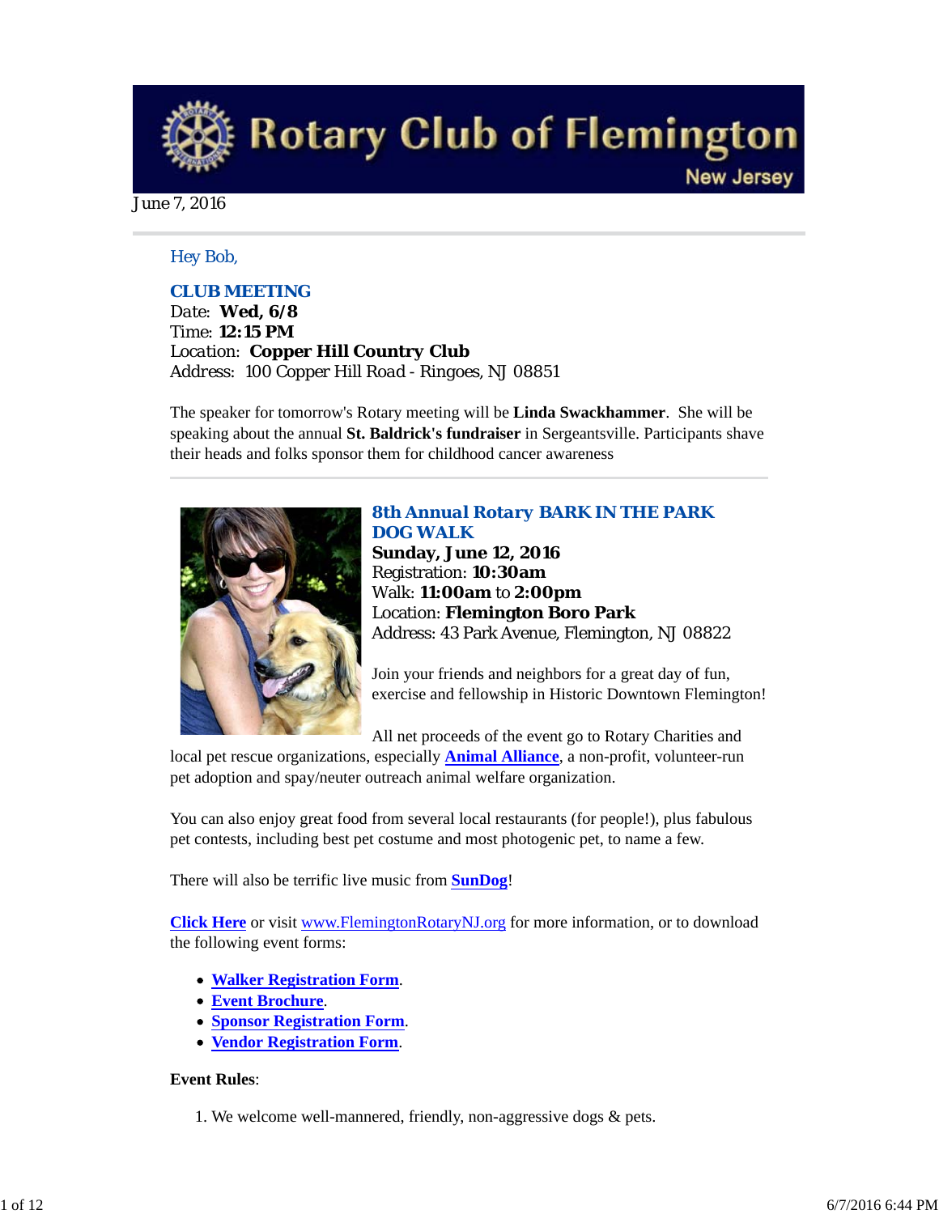# Rotary Club of Flemington

New Jersey

June 7, 2016

Hey Bob,

### CLUB MEETING

Date: **Wed, 6/8**
Time: **12:15 PM**
Location: **Copper Hill Country Club**
Address: 100 Copper Hill Road - Ringoes, NJ 08851

The speaker for tomorrow's Rotary meeting will be **Linda Swackhammer**. She will be speaking about the annual **St. Baldrick's fundraiser** in Sergeantsville. Participants shave their heads and folks sponsor them for childhood cancer awareness

---

### 8th Annual Rotary BARK IN THE PARK DOG WALK

**Sunday, June 12, 2016**
Registration: **10:30am**
Walk: **11:00am** to **2:00pm**
Location: **Flemington Boro Park**
Address: 43 Park Avenue, Flemington, NJ 08822

Join your friends and neighbors for a great day of fun, exercise and fellowship in Historic Downtown Flemington!

All net proceeds of the event go to Rotary Charities and local pet rescue organizations, especially **Animal Alliance**, a non-profit, volunteer-run pet adoption and spay/neuter outreach animal welfare organization.

You can also enjoy great food from several local restaurants (for people!), plus fabulous pet contests, including best pet costume and most photogenic pet, to name a few.

There will also be terrific live music from **SunDog**!

**Click Here** or visit www.FlemingtonRotaryNJ.org for more information, or to download the following event forms:

- **Walker Registration Form**.
- **Event Brochure**.
- **Sponsor Registration Form**.
- **Vendor Registration Form**.

**Event Rules**:

1. We welcome well-mannered, friendly, non-aggressive dogs & pets.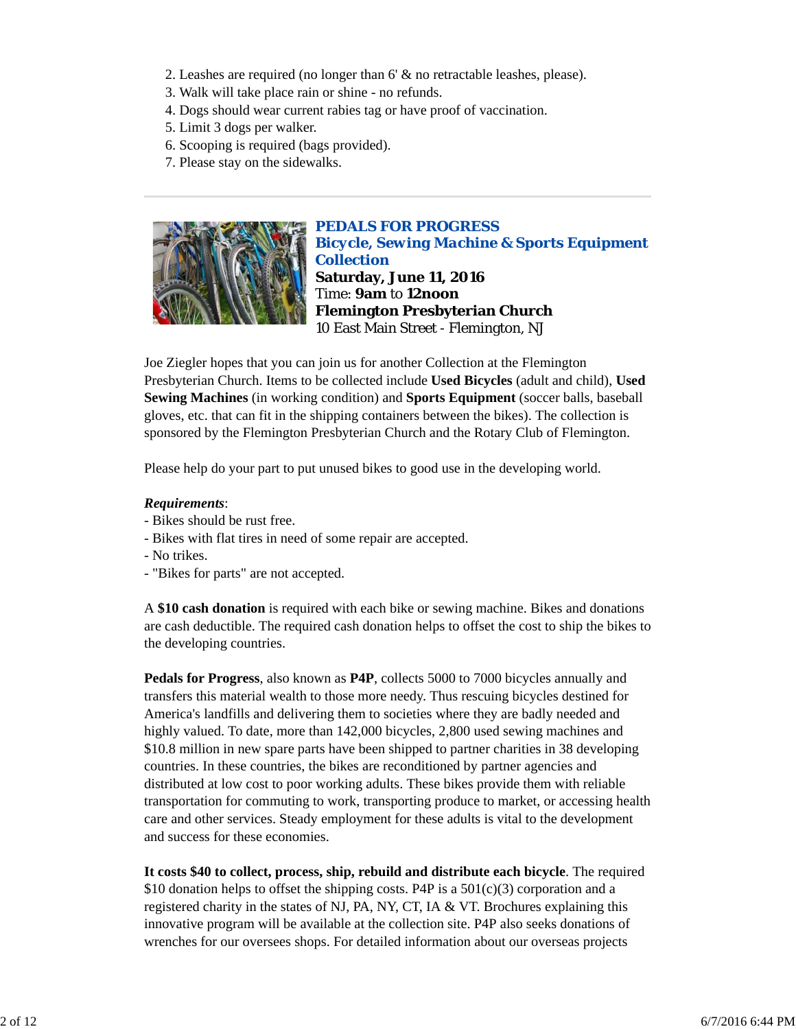2. Leashes are required (no longer than 6' & no retractable leashes, please).
3. Walk will take place rain or shine - no refunds.
4. Dogs should wear current rabies tag or have proof of vaccination.
5. Limit 3 dogs per walker.
6. Scooping is required (bags provided).
7. Please stay on the sidewalks.

---

**PEDALS FOR PROGRESS**
**Bicycle, Sewing Machine & Sports Equipment Collection**
**Saturday, June 11, 2016**
Time: **9am** to **12noon**
**Flemington Presbyterian Church**
10 East Main Street - Flemington, NJ

Joe Ziegler hopes that you can join us for another Collection at the Flemington Presbyterian Church. Items to be collected include **Used Bicycles** (adult and child), **Used Sewing Machines** (in working condition) and **Sports Equipment** (soccer balls, baseball gloves, etc. that can fit in the shipping containers between the bikes). The collection is sponsored by the Flemington Presbyterian Church and the Rotary Club of Flemington.

Please help do your part to put unused bikes to good use in the developing world.

***Requirements***:
- Bikes should be rust free.
- Bikes with flat tires in need of some repair are accepted.
- No trikes.
- "Bikes for parts" are not accepted.

A **$10 cash donation** is required with each bike or sewing machine. Bikes and donations are cash deductible. The required cash donation helps to offset the cost to ship the bikes to the developing countries.

**Pedals for Progress**, also known as **P4P**, collects 5000 to 7000 bicycles annually and transfers this material wealth to those more needy. Thus rescuing bicycles destined for America's landfills and delivering them to societies where they are badly needed and highly valued. To date, more than 142,000 bicycles, 2,800 used sewing machines and $10.8 million in new spare parts have been shipped to partner charities in 38 developing countries. In these countries, the bikes are reconditioned by partner agencies and distributed at low cost to poor working adults. These bikes provide them with reliable transportation for commuting to work, transporting produce to market, or accessing health care and other services. Steady employment for these adults is vital to the development and success for these economies.

**It costs $40 to collect, process, ship, rebuild and distribute each bicycle**. The required $10 donation helps to offset the shipping costs. P4P is a 501(c)(3) corporation and a registered charity in the states of NJ, PA, NY, CT, IA & VT. Brochures explaining this innovative program will be available at the collection site. P4P also seeks donations of wrenches for our oversees shops. For detailed information about our overseas projects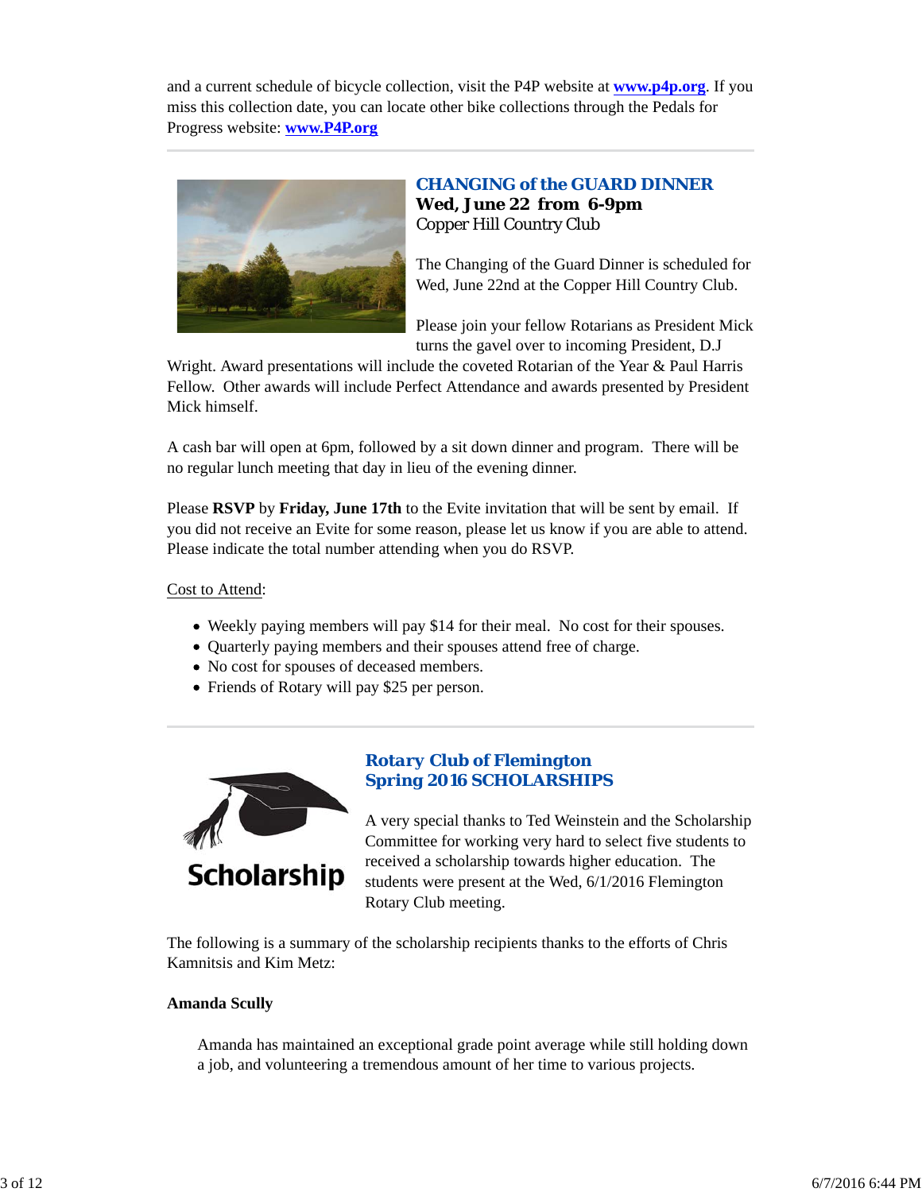and a current schedule of bicycle collection, visit the P4P website at **[www.p4p.org](http://www.p4p.org)**. If you miss this collection date, you can locate other bike collections through the Pedals for Progress website: **[www.P4P.org](http://www.P4P.org)**

---

### CHANGING of the GUARD DINNER

**Wed, June 22 from 6-9pm**
Copper Hill Country Club

The Changing of the Guard Dinner is scheduled for Wed, June 22nd at the Copper Hill Country Club.

Please join your fellow Rotarians as President Mick turns the gavel over to incoming President, D.J Wright. Award presentations will include the coveted Rotarian of the Year & Paul Harris Fellow. Other awards will include Perfect Attendance and awards presented by President Mick himself.

A cash bar will open at 6pm, followed by a sit down dinner and program. There will be no regular lunch meeting that day in lieu of the evening dinner.

Please **RSVP** by **Friday, June 17th** to the Evite invitation that will be sent by email. If you did not receive an Evite for some reason, please let us know if you are able to attend. Please indicate the total number attending when you do RSVP.

Cost to Attend:

- Weekly paying members will pay $14 for their meal. No cost for their spouses.
- Quarterly paying members and their spouses attend free of charge.
- No cost for spouses of deceased members.
- Friends of Rotary will pay $25 per person.

---

### Rotary Club of Flemington
### Spring 2016 SCHOLARSHIPS

A very special thanks to Ted Weinstein and the Scholarship Committee for working very hard to select five students to received a scholarship towards higher education. The students were present at the Wed, 6/1/2016 Flemington Rotary Club meeting.

The following is a summary of the scholarship recipients thanks to the efforts of Chris Kamnitsis and Kim Metz:

**Amanda Scully**

Amanda has maintained an exceptional grade point average while still holding down a job, and volunteering a tremendous amount of her time to various projects.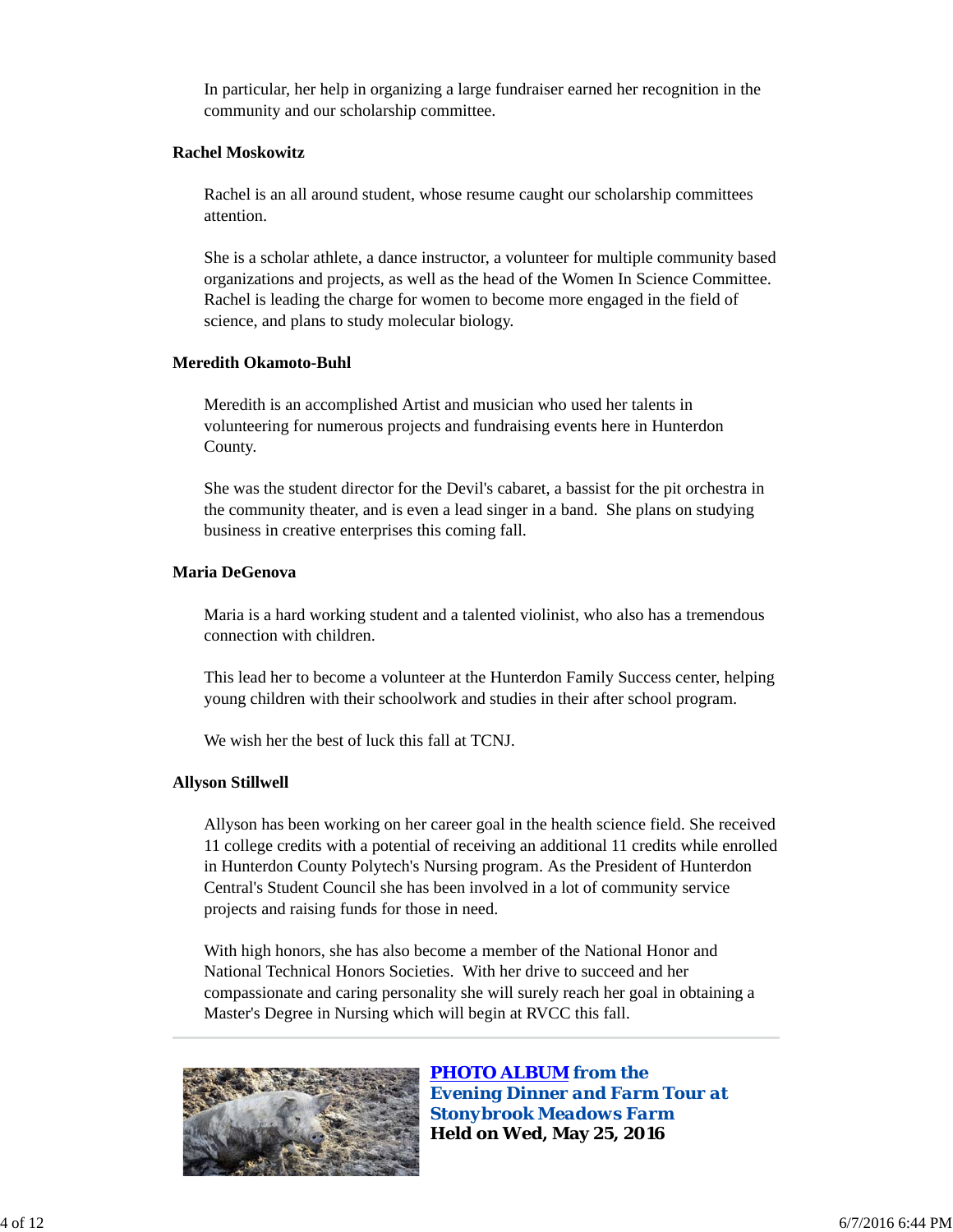In particular, her help in organizing a large fundraiser earned her recognition in the community and our scholarship committee.

**Rachel Moskowitz**

Rachel is an all around student, whose resume caught our scholarship committees attention.

She is a scholar athlete, a dance instructor, a volunteer for multiple community based organizations and projects, as well as the head of the Women In Science Committee. Rachel is leading the charge for women to become more engaged in the field of science, and plans to study molecular biology.

**Meredith Okamoto-Buhl**

Meredith is an accomplished Artist and musician who used her talents in volunteering for numerous projects and fundraising events here in Hunterdon County.

She was the student director for the Devil's cabaret, a bassist for the pit orchestra in the community theater, and is even a lead singer in a band. She plans on studying business in creative enterprises this coming fall.

**Maria DeGenova**

Maria is a hard working student and a talented violinist, who also has a tremendous connection with children.

This lead her to become a volunteer at the Hunterdon Family Success center, helping young children with their schoolwork and studies in their after school program.

We wish her the best of luck this fall at TCNJ.

**Allyson Stillwell**

Allyson has been working on her career goal in the health science field. She received 11 college credits with a potential of receiving an additional 11 credits while enrolled in Hunterdon County Polytech's Nursing program. As the President of Hunterdon Central's Student Council she has been involved in a lot of community service projects and raising funds for those in need.

With high honors, she has also become a member of the National Honor and National Technical Honors Societies. With her drive to succeed and her compassionate and caring personality she will surely reach her goal in obtaining a Master's Degree in Nursing which will begin at RVCC this fall.

---

***PHOTO ALBUM* from the Evening Dinner and Farm Tour at Stonybrook Meadows Farm**
**Held on Wed, May 25, 2016**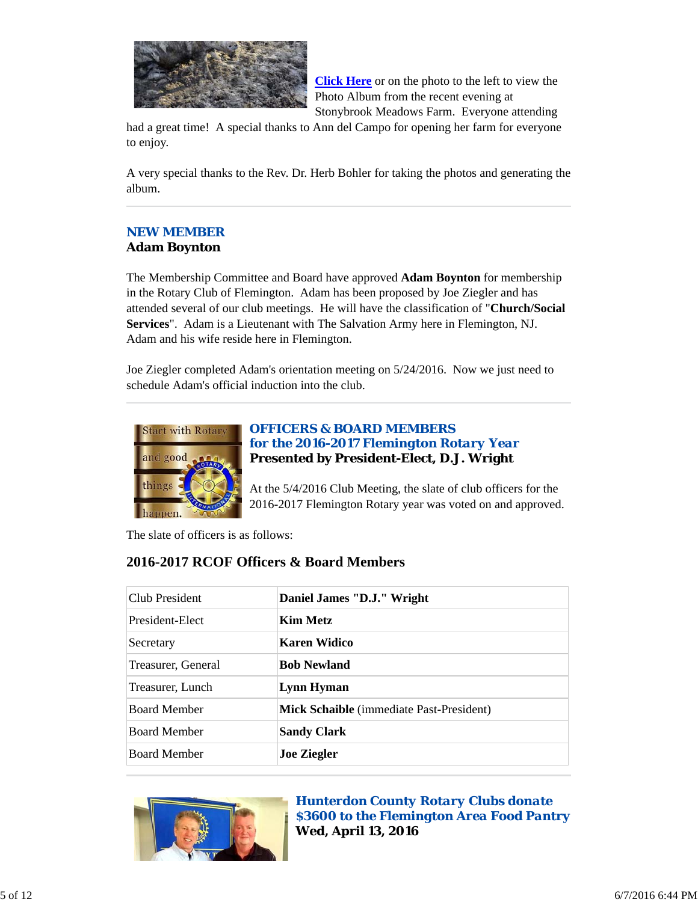**Click Here** or on the photo to the left to view the Photo Album from the recent evening at Stonybrook Meadows Farm. Everyone attending had a great time! A special thanks to Ann del Campo for opening her farm for everyone to enjoy.

A very special thanks to the Rev. Dr. Herb Bohler for taking the photos and generating the album.

---

### NEW MEMBER
**Adam Boynton**

The Membership Committee and Board have approved **Adam Boynton** for membership in the Rotary Club of Flemington. Adam has been proposed by Joe Ziegler and has attended several of our club meetings. He will have the classification of "**Church/Social Services**". Adam is a Lieutenant with The Salvation Army here in Flemington, NJ. Adam and his wife reside here in Flemington.

Joe Ziegler completed Adam's orientation meeting on 5/24/2016. Now we just need to schedule Adam's official induction into the club.

---

### OFFICERS & BOARD MEMBERS
### for the 2016-2017 Flemington Rotary Year
**Presented by President-Elect, D.J. Wright**

At the 5/4/2016 Club Meeting, the slate of club officers for the 2016-2017 Flemington Rotary year was voted on and approved.

The slate of officers is as follows:

## 2016-2017 RCOF Officers & Board Members

| | |
|---|---|
| Club President | **Daniel James "D.J." Wright** |
| President-Elect | **Kim Metz** |
| Secretary | **Karen Widico** |
| Treasurer, General | **Bob Newland** |
| Treasurer, Lunch | **Lynn Hyman** |
| Board Member | **Mick Schaible** (immediate Past-President) |
| Board Member | **Sandy Clark** |
| Board Member | **Joe Ziegler** |

---

### Hunterdon County Rotary Clubs donate $3600 to the Flemington Area Food Pantry
**Wed, April 13, 2016**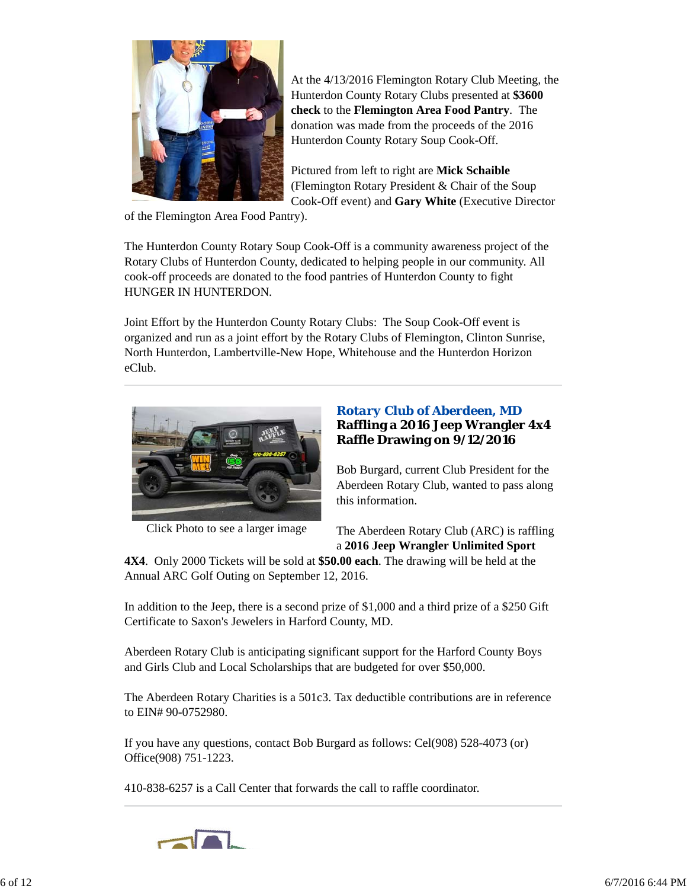At the 4/13/2016 Flemington Rotary Club Meeting, the Hunterdon County Rotary Clubs presented at **$3600 check** to the **Flemington Area Food Pantry**. The donation was made from the proceeds of the 2016 Hunterdon County Rotary Soup Cook-Off.

Pictured from left to right are **Mick Schaible** (Flemington Rotary President & Chair of the Soup Cook-Off event) and **Gary White** (Executive Director of the Flemington Area Food Pantry).

The Hunterdon County Rotary Soup Cook-Off is a community awareness project of the Rotary Clubs of Hunterdon County, dedicated to helping people in our community. All cook-off proceeds are donated to the food pantries of Hunterdon County to fight HUNGER IN HUNTERDON.

Joint Effort by the Hunterdon County Rotary Clubs: The Soup Cook-Off event is organized and run as a joint effort by the Rotary Clubs of Flemington, Clinton Sunrise, North Hunterdon, Lambertville-New Hope, Whitehouse and the Hunterdon Horizon eClub.

---

Click Photo to see a larger image

### *Rotary Club of Aberdeen, MD*

### Raffling a 2016 Jeep Wrangler 4x4 Raffle Drawing on 9/12/2016

Bob Burgard, current Club President for the Aberdeen Rotary Club, wanted to pass along this information.

The Aberdeen Rotary Club (ARC) is raffling a **2016 Jeep Wrangler Unlimited Sport 4X4**. Only 2000 Tickets will be sold at **$50.00 each**. The drawing will be held at the Annual ARC Golf Outing on September 12, 2016.

In addition to the Jeep, there is a second prize of $1,000 and a third prize of a $250 Gift Certificate to Saxon's Jewelers in Harford County, MD.

Aberdeen Rotary Club is anticipating significant support for the Harford County Boys and Girls Club and Local Scholarships that are budgeted for over $50,000.

The Aberdeen Rotary Charities is a 501c3. Tax deductible contributions are in reference to EIN# 90-0752980.

If you have any questions, contact Bob Burgard as follows: Cel(908) 528-4073 (or) Office(908) 751-1223.

410-838-6257 is a Call Center that forwards the call to raffle coordinator.

---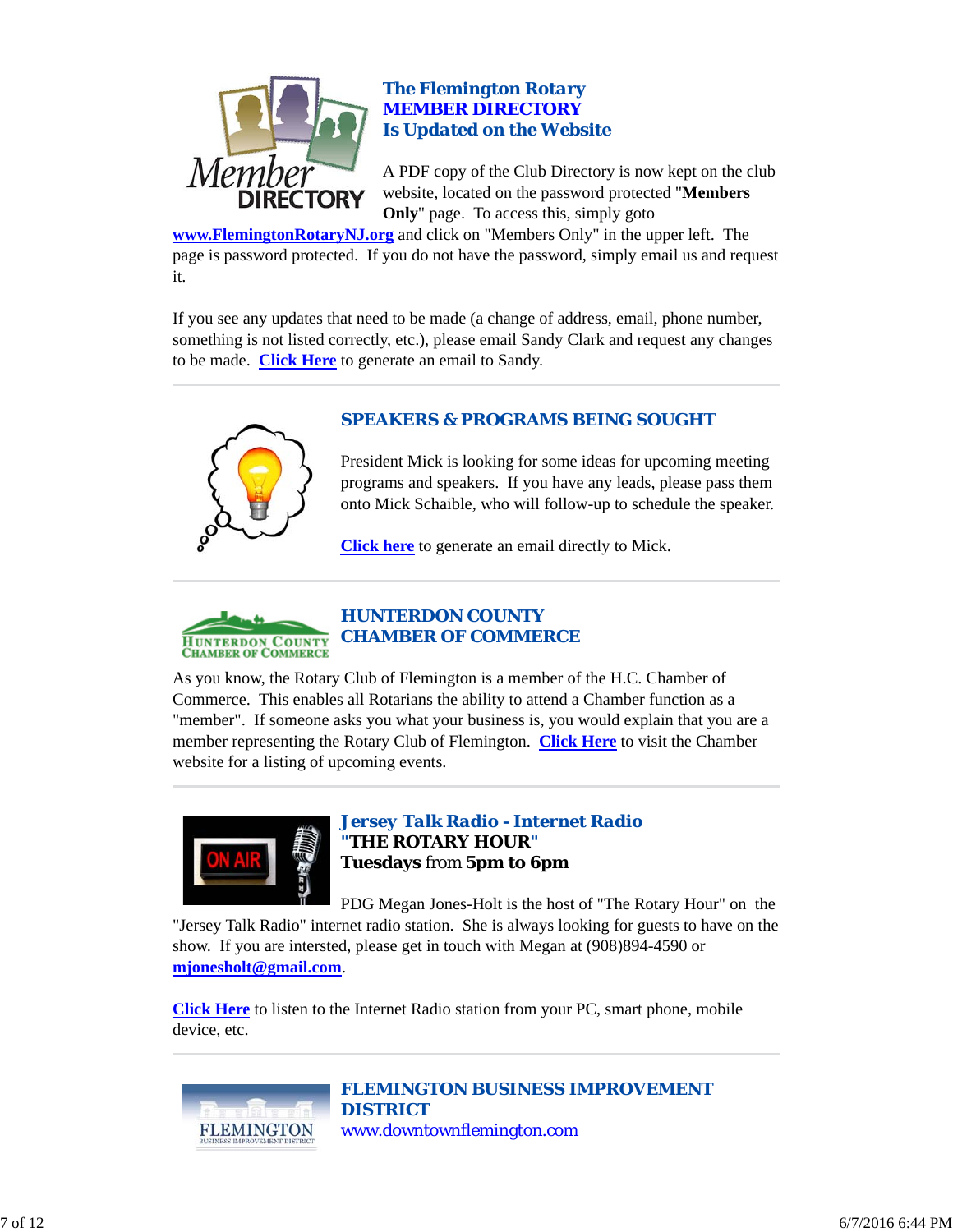## The Flemington Rotary MEMBER DIRECTORY Is Updated on the Website

A PDF copy of the Club Directory is now kept on the club website, located on the password protected "**Members Only**" page. To access this, simply goto **www.FlemingtonRotaryNJ.org** and click on "Members Only" in the upper left. The page is password protected. If you do not have the password, simply email us and request it.

If you see any updates that need to be made (a change of address, email, phone number, something is not listed correctly, etc.), please email Sandy Clark and request any changes to be made. **Click Here** to generate an email to Sandy.

---

## SPEAKERS & PROGRAMS BEING SOUGHT

President Mick is looking for some ideas for upcoming meeting programs and speakers. If you have any leads, please pass them onto Mick Schaible, who will follow-up to schedule the speaker.

**Click here** to generate an email directly to Mick.

---

## HUNTERDON COUNTY CHAMBER OF COMMERCE

As you know, the Rotary Club of Flemington is a member of the H.C. Chamber of Commerce. This enables all Rotarians the ability to attend a Chamber function as a "member". If someone asks you what your business is, you would explain that you are a member representing the Rotary Club of Flemington. **Click Here** to visit the Chamber website for a listing of upcoming events.

---

## Jersey Talk Radio - Internet Radio "THE ROTARY HOUR" Tuesdays from 5pm to 6pm

PDG Megan Jones-Holt is the host of "The Rotary Hour" on the "Jersey Talk Radio" internet radio station. She is always looking for guests to have on the show. If you are intersted, please get in touch with Megan at (908)894-4590 or **mjonesholt@gmail.com**.

**Click Here** to listen to the Internet Radio station from your PC, smart phone, mobile device, etc.

---

## FLEMINGTON BUSINESS IMPROVEMENT DISTRICT

www.downtownflemington.com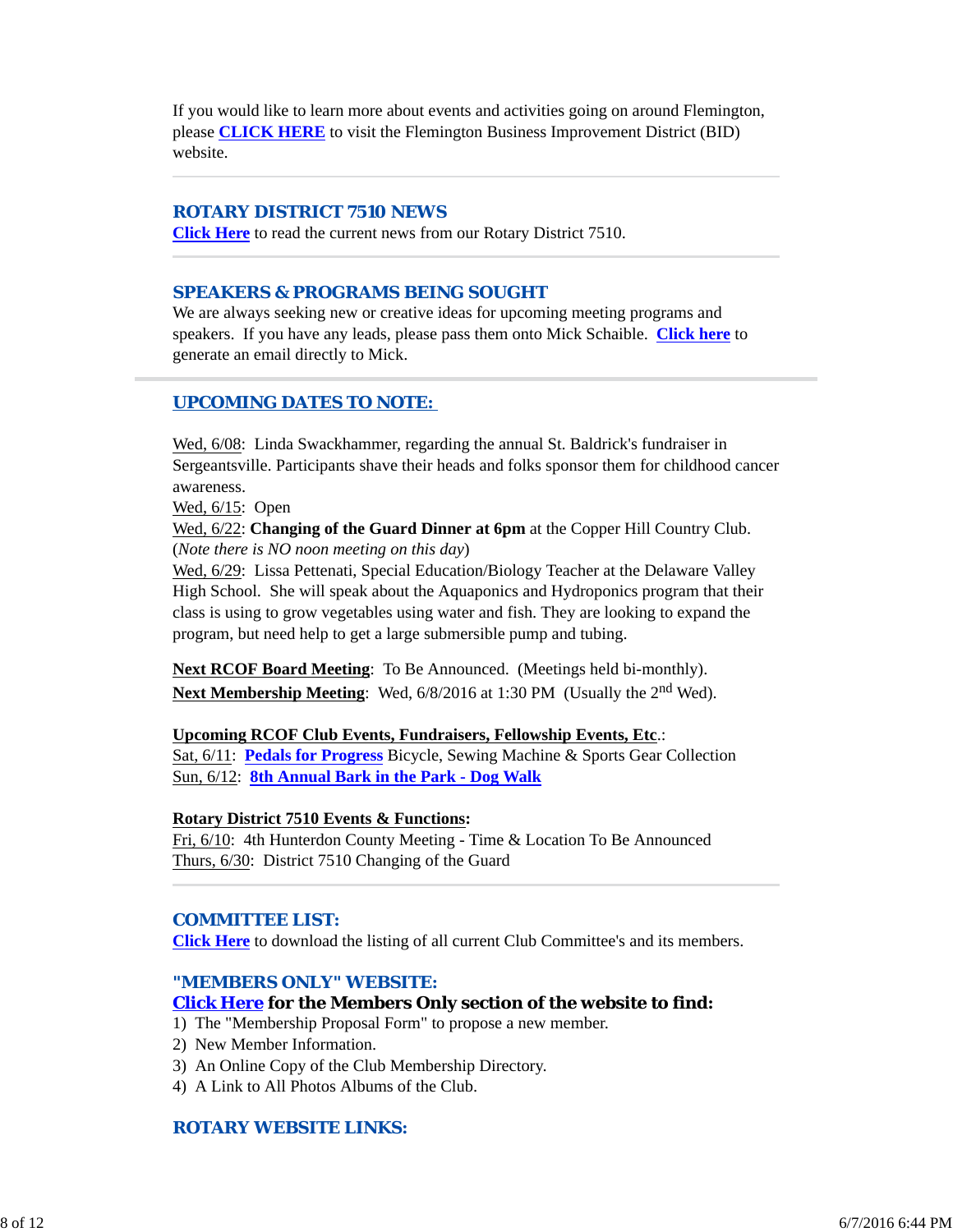If you would like to learn more about events and activities going on around Flemington, please **CLICK HERE** to visit the Flemington Business Improvement District (BID) website.

---

## ROTARY DISTRICT 7510 NEWS

**Click Here** to read the current news from our Rotary District 7510.

---

## SPEAKERS & PROGRAMS BEING SOUGHT

We are always seeking new or creative ideas for upcoming meeting programs and speakers. If you have any leads, please pass them onto Mick Schaible. **Click here** to generate an email directly to Mick.

---

## UPCOMING DATES TO NOTE:

Wed, 6/08: Linda Swackhammer, regarding the annual St. Baldrick's fundraiser in Sergeantsville. Participants shave their heads and folks sponsor them for childhood cancer awareness.
Wed, 6/15: Open
Wed, 6/22: **Changing of the Guard Dinner at 6pm** at the Copper Hill Country Club. (*Note there is NO noon meeting on this day*)
Wed, 6/29: Lissa Pettenati, Special Education/Biology Teacher at the Delaware Valley High School. She will speak about the Aquaponics and Hydroponics program that their class is using to grow vegetables using water and fish. They are looking to expand the program, but need help to get a large submersible pump and tubing.

**Next RCOF Board Meeting**: To Be Announced. (Meetings held bi-monthly).
**Next Membership Meeting**: Wed, 6/8/2016 at 1:30 PM (Usually the 2nd Wed).

**Upcoming RCOF Club Events, Fundraisers, Fellowship Events, Etc**.:
Sat, 6/11: **Pedals for Progress** Bicycle, Sewing Machine & Sports Gear Collection
Sun, 6/12: **8th Annual Bark in the Park - Dog Walk**

**Rotary District 7510 Events & Functions:**
Fri, 6/10: 4th Hunterdon County Meeting - Time & Location To Be Announced
Thurs, 6/30: District 7510 Changing of the Guard

---

## COMMITTEE LIST:

**Click Here** to download the listing of all current Club Committee's and its members.

## "MEMBERS ONLY" WEBSITE:

### Click Here for the Members Only section of the website to find:

1) The "Membership Proposal Form" to propose a new member.
2) New Member Information.
3) An Online Copy of the Club Membership Directory.
4) A Link to All Photos Albums of the Club.

## ROTARY WEBSITE LINKS: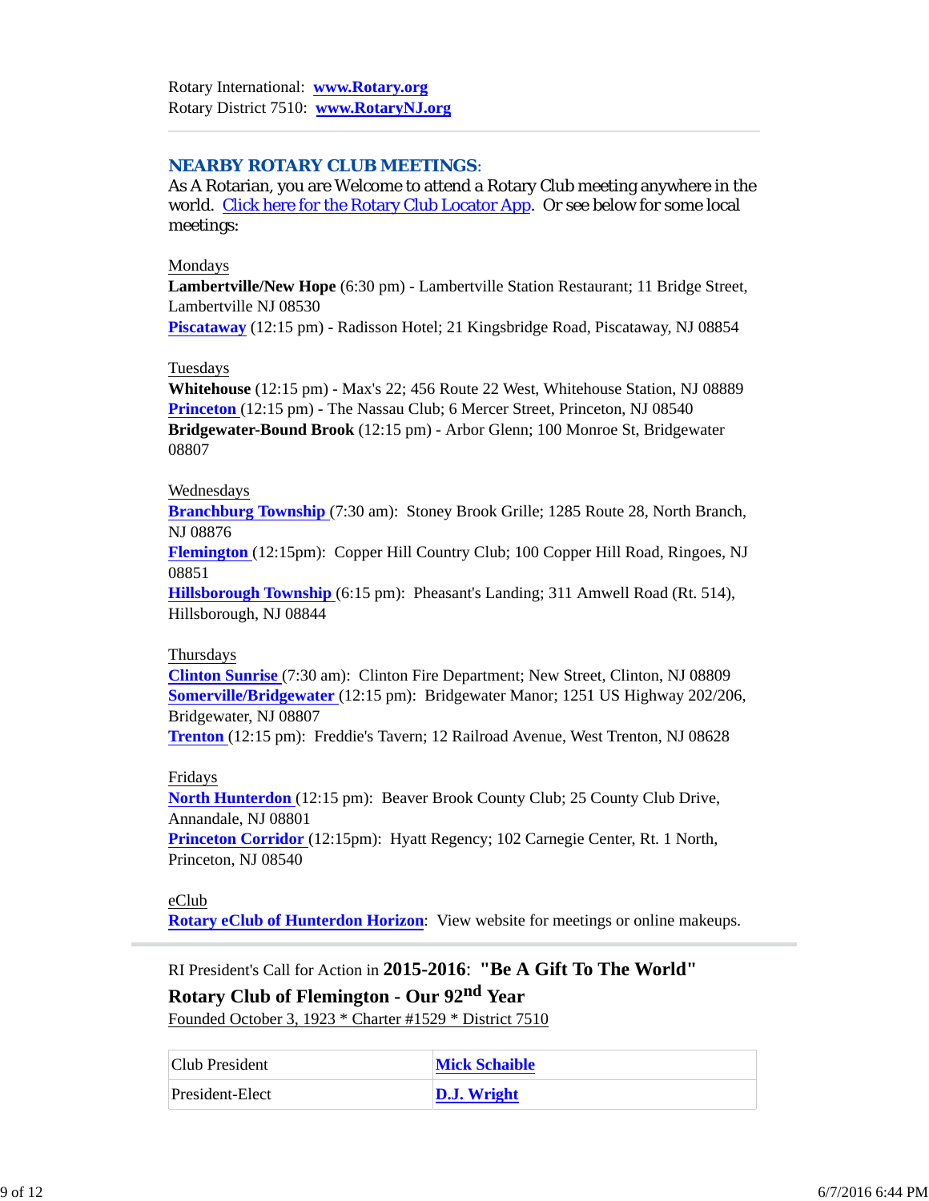Rotary International: **www.Rotary.org**
Rotary District 7510: **www.RotaryNJ.org**

---

## NEARBY ROTARY CLUB MEETINGS:

As A Rotarian, you are Welcome to attend a Rotary Club meeting anywhere in the world. Click here for the Rotary Club Locator App. Or see below for some local meetings:

Mondays
**Lambertville/New Hope** (6:30 pm) - Lambertville Station Restaurant; 11 Bridge Street, Lambertville NJ 08530
**Piscataway** (12:15 pm) - Radisson Hotel; 21 Kingsbridge Road, Piscataway, NJ 08854

Tuesdays
**Whitehouse** (12:15 pm) - Max's 22; 456 Route 22 West, Whitehouse Station, NJ 08889
**Princeton** (12:15 pm) - The Nassau Club; 6 Mercer Street, Princeton, NJ 08540
**Bridgewater-Bound Brook** (12:15 pm) - Arbor Glenn; 100 Monroe St, Bridgewater 08807

Wednesdays
**Branchburg Township** (7:30 am): Stoney Brook Grille; 1285 Route 28, North Branch, NJ 08876
**Flemington** (12:15pm): Copper Hill Country Club; 100 Copper Hill Road, Ringoes, NJ 08851
**Hillsborough Township** (6:15 pm): Pheasant's Landing; 311 Amwell Road (Rt. 514), Hillsborough, NJ 08844

Thursdays
**Clinton Sunrise** (7:30 am): Clinton Fire Department; New Street, Clinton, NJ 08809
**Somerville/Bridgewater** (12:15 pm): Bridgewater Manor; 1251 US Highway 202/206, Bridgewater, NJ 08807
**Trenton** (12:15 pm): Freddie's Tavern; 12 Railroad Avenue, West Trenton, NJ 08628

Fridays
**North Hunterdon** (12:15 pm): Beaver Brook County Club; 25 County Club Drive, Annandale, NJ 08801
**Princeton Corridor** (12:15pm): Hyatt Regency; 102 Carnegie Center, Rt. 1 North, Princeton, NJ 08540

eClub
**Rotary eClub of Hunterdon Horizon**: View website for meetings or online makeups.

---

RI President's Call for Action in **2015-2016**: **"Be A Gift To The World"**

**Rotary Club of Flemington - Our 92nd Year**

Founded October 3, 1923 * Charter #1529 * District 7510

| Club President | **Mick Schaible** |
|---|---|
| President-Elect | **D.J. Wright** |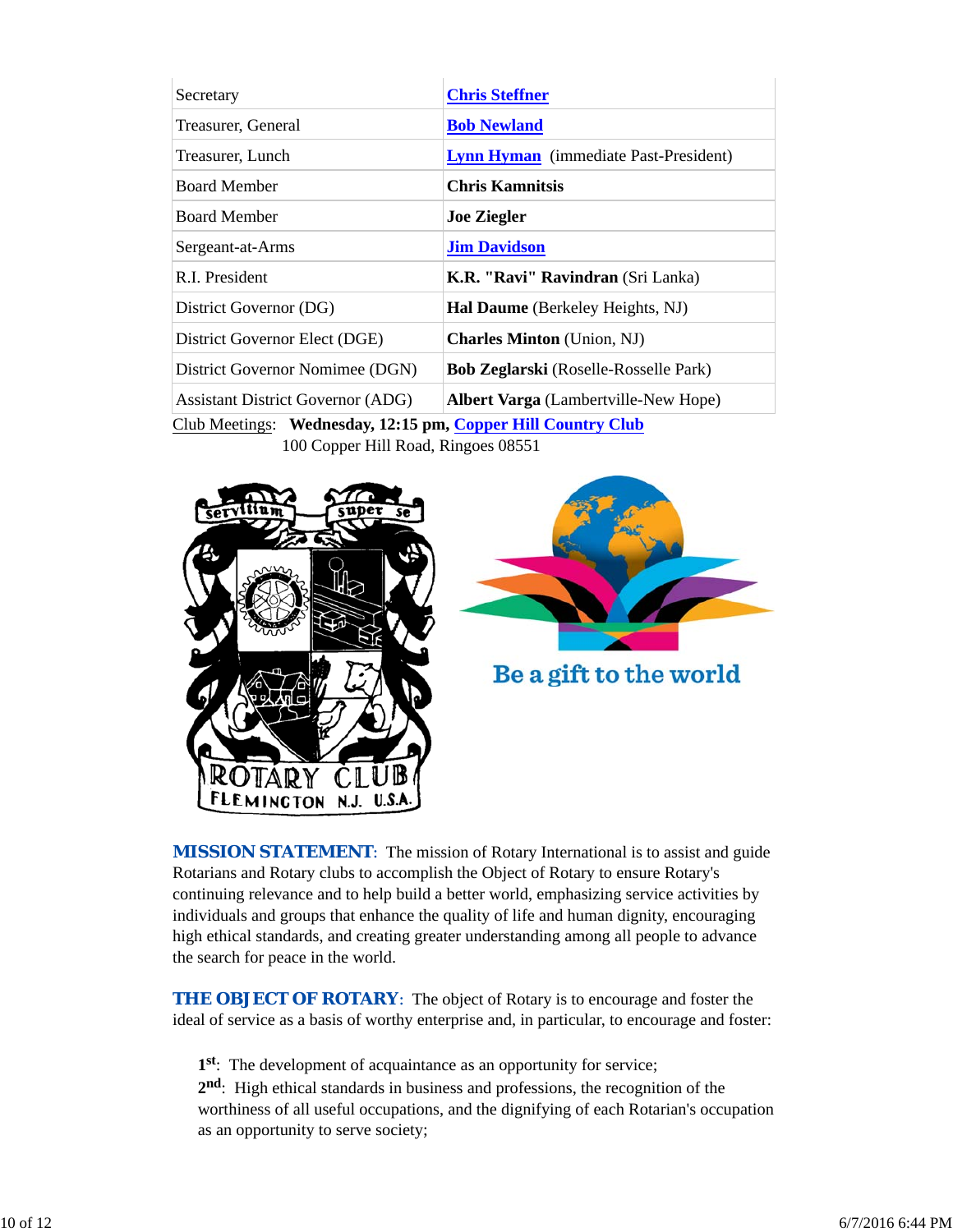| Secretary | **Chris Steffner** |
| --- | --- |
| Treasurer, General | **Bob Newland** |
| Treasurer, Lunch | **Lynn Hyman** (immediate Past-President) |
| Board Member | **Chris Kamnitsis** |
| Board Member | **Joe Ziegler** |
| Sergeant-at-Arms | **Jim Davidson** |
| R.I. President | **K.R. "Ravi" Ravindran** (Sri Lanka) |
| District Governor (DG) | **Hal Daume** (Berkeley Heights, NJ) |
| District Governor Elect (DGE) | **Charles Minton** (Union, NJ) |
| District Governor Nomimee (DGN) | **Bob Zeglarski** (Roselle-Rosselle Park) |
| Assistant District Governor (ADG) | **Albert Varga** (Lambertville-New Hope) |

Club Meetings: **Wednesday, 12:15 pm, Copper Hill Country Club**
100 Copper Hill Road, Ringoes 08551

**MISSION STATEMENT**: The mission of Rotary International is to assist and guide Rotarians and Rotary clubs to accomplish the Object of Rotary to ensure Rotary's continuing relevance and to help build a better world, emphasizing service activities by individuals and groups that enhance the quality of life and human dignity, encouraging high ethical standards, and creating greater understanding among all people to advance the search for peace in the world.

**THE OBJECT OF ROTARY**: The object of Rotary is to encourage and foster the ideal of service as a basis of worthy enterprise and, in particular, to encourage and foster:

**1st**: The development of acquaintance as an opportunity for service;
**2nd**: High ethical standards in business and professions, the recognition of the worthiness of all useful occupations, and the dignifying of each Rotarian's occupation as an opportunity to serve society;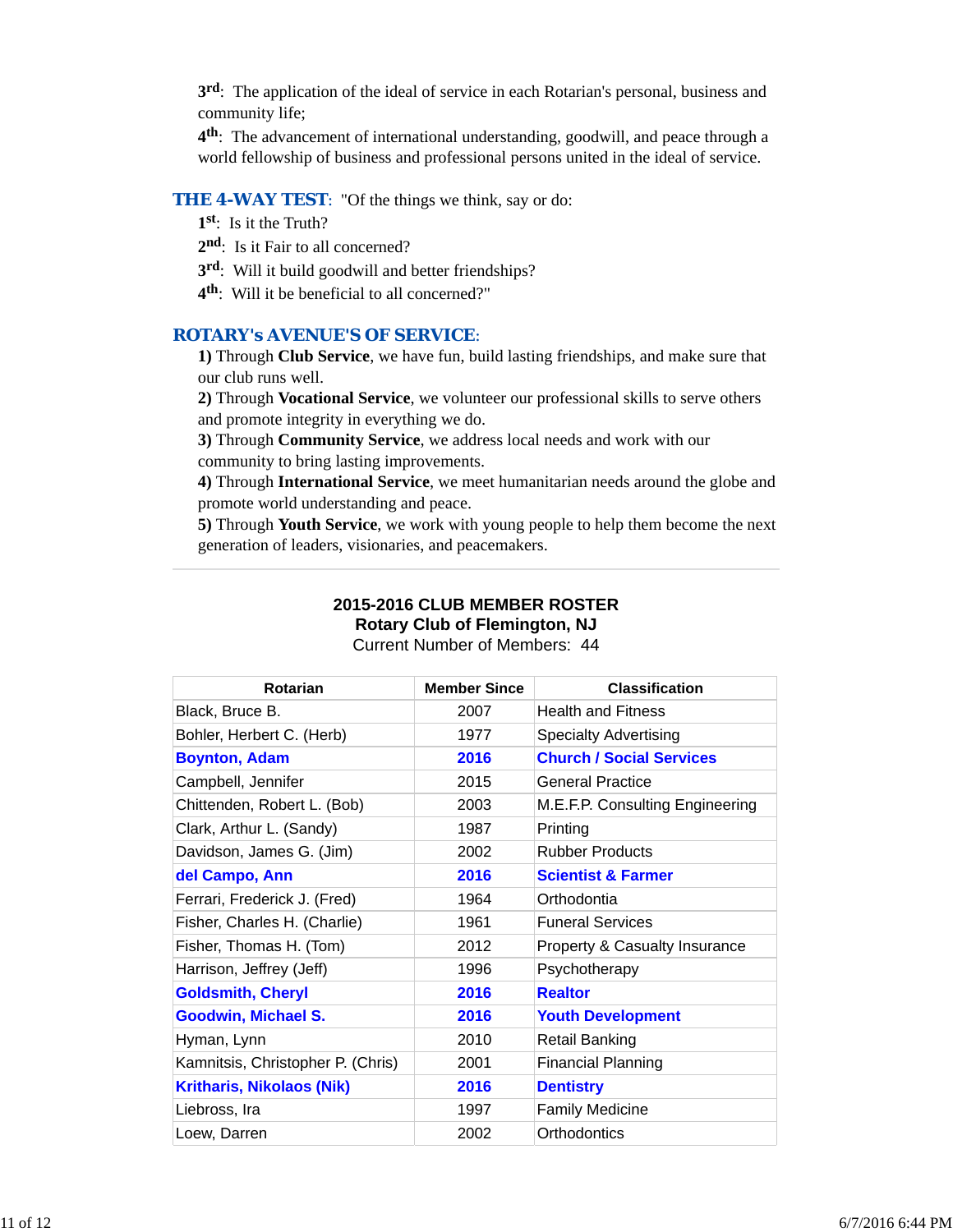**3rd**: The application of the ideal of service in each Rotarian's personal, business and community life;

**4th**: The advancement of international understanding, goodwill, and peace through a world fellowship of business and professional persons united in the ideal of service.

**THE 4-WAY TEST**: "Of the things we think, say or do:

**1st**: Is it the Truth?

**2nd**: Is it Fair to all concerned?

**3rd**: Will it build goodwill and better friendships?

**4th**: Will it be beneficial to all concerned?"

**ROTARY's AVENUE'S OF SERVICE**:

**1)** Through **Club Service**, we have fun, build lasting friendships, and make sure that our club runs well.

**2)** Through **Vocational Service**, we volunteer our professional skills to serve others and promote integrity in everything we do.

**3)** Through **Community Service**, we address local needs and work with our community to bring lasting improvements.

**4)** Through **International Service**, we meet humanitarian needs around the globe and promote world understanding and peace.

**5)** Through **Youth Service**, we work with young people to help them become the next generation of leaders, visionaries, and peacemakers.

---

**2015-2016 CLUB MEMBER ROSTER**
**Rotary Club of Flemington, NJ**
Current Number of Members: 44

| Rotarian | Member Since | Classification |
|---|---|---|
| Black, Bruce B. | 2007 | Health and Fitness |
| Bohler, Herbert C. (Herb) | 1977 | Specialty Advertising |
| **Boynton, Adam** | **2016** | **Church / Social Services** |
| Campbell, Jennifer | 2015 | General Practice |
| Chittenden, Robert L. (Bob) | 2003 | M.E.F.P. Consulting Engineering |
| Clark, Arthur L. (Sandy) | 1987 | Printing |
| Davidson, James G. (Jim) | 2002 | Rubber Products |
| **del Campo, Ann** | **2016** | **Scientist & Farmer** |
| Ferrari, Frederick J. (Fred) | 1964 | Orthodontia |
| Fisher, Charles H. (Charlie) | 1961 | Funeral Services |
| Fisher, Thomas H. (Tom) | 2012 | Property & Casualty Insurance |
| Harrison, Jeffrey (Jeff) | 1996 | Psychotherapy |
| **Goldsmith, Cheryl** | **2016** | **Realtor** |
| **Goodwin, Michael S.** | **2016** | **Youth Development** |
| Hyman, Lynn | 2010 | Retail Banking |
| Kamnitsis, Christopher P. (Chris) | 2001 | Financial Planning |
| **Kritharis, Nikolaos (Nik)** | **2016** | **Dentistry** |
| Liebross, Ira | 1997 | Family Medicine |
| Loew, Darren | 2002 | Orthodontics |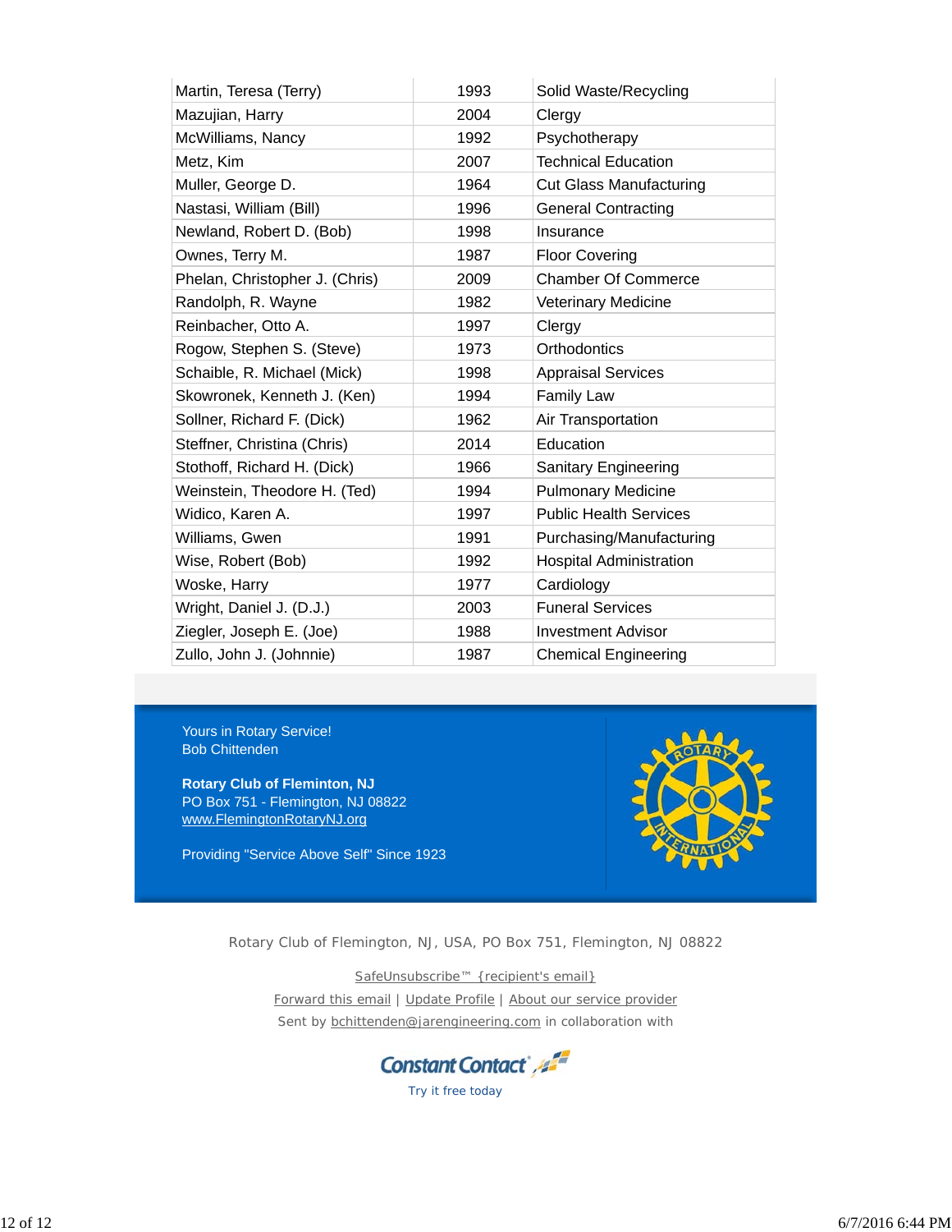| | | |
|---|---|---|
| Martin, Teresa (Terry) | 1993 | Solid Waste/Recycling |
| Mazujian, Harry | 2004 | Clergy |
| McWilliams, Nancy | 1992 | Psychotherapy |
| Metz, Kim | 2007 | Technical Education |
| Muller, George D. | 1964 | Cut Glass Manufacturing |
| Nastasi, William (Bill) | 1996 | General Contracting |
| Newland, Robert D. (Bob) | 1998 | Insurance |
| Ownes, Terry M. | 1987 | Floor Covering |
| Phelan, Christopher J. (Chris) | 2009 | Chamber Of Commerce |
| Randolph, R. Wayne | 1982 | Veterinary Medicine |
| Reinbacher, Otto A. | 1997 | Clergy |
| Rogow, Stephen S. (Steve) | 1973 | Orthodontics |
| Schaible, R. Michael (Mick) | 1998 | Appraisal Services |
| Skowronek, Kenneth J. (Ken) | 1994 | Family Law |
| Sollner, Richard F. (Dick) | 1962 | Air Transportation |
| Steffner, Christina (Chris) | 2014 | Education |
| Stothoff, Richard H. (Dick) | 1966 | Sanitary Engineering |
| Weinstein, Theodore H. (Ted) | 1994 | Pulmonary Medicine |
| Widico, Karen A. | 1997 | Public Health Services |
| Williams, Gwen | 1991 | Purchasing/Manufacturing |
| Wise, Robert (Bob) | 1992 | Hospital Administration |
| Woske, Harry | 1977 | Cardiology |
| Wright, Daniel J. (D.J.) | 2003 | Funeral Services |
| Ziegler, Joseph E. (Joe) | 1988 | Investment Advisor |
| Zullo, John J. (Johnnie) | 1987 | Chemical Engineering |

Yours in Rotary Service!
Bob Chittenden

**Rotary Club of Fleminton, NJ**
PO Box 751 - Flemington, NJ 08822
www.FlemingtonRotaryNJ.org

Providing "Service Above Self" Since 1923

Rotary Club of Flemington, NJ, USA, PO Box 751, Flemington, NJ 08822

SafeUnsubscribe™ {recipient's email}

Forward this email | Update Profile | About our service provider

Sent by bchittenden@jarengineering.com in collaboration with

Constant Contact

Try it free today